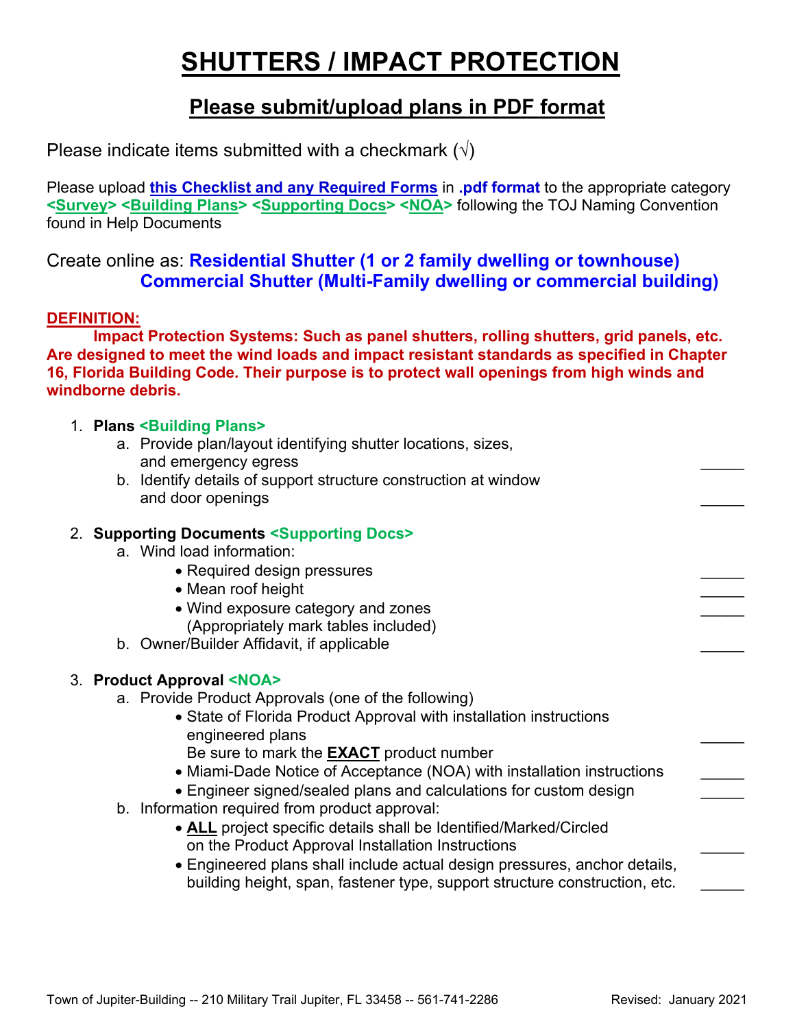# SHUTTERS / IMPACT PROTECTION

## Please submit/upload plans in PDF format

Please indicate items submitted with a checkmark (√)

Please upload **this Checklist and any Required Forms** in **.pdf format** to the appropriate category **<Survey> <Building Plans> <Supporting Docs> <NOA>** following the TOJ Naming Convention found in Help Documents

Create online as: **Residential Shutter (1 or 2 family dwelling or townhouse)**
**Commercial Shutter (Multi-Family dwelling or commercial building)**

**DEFINITION:**

**Impact Protection Systems: Such as panel shutters, rolling shutters, grid panels, etc. Are designed to meet the wind loads and impact resistant standards as specified in Chapter 16, Florida Building Code. Their purpose is to protect wall openings from high winds and windborne debris.**

1. **Plans** **<Building Plans>**
   a. Provide plan/layout identifying shutter locations, sizes, and emergency egress _____
   b. Identify details of support structure construction at window and door openings _____

2. **Supporting Documents** **<Supporting Docs>**
   a. Wind load information:
      - Required design pressures _____
      - Mean roof height _____
      - Wind exposure category and zones (Appropriately mark tables included) _____

   b. Owner/Builder Affidavit, if applicable _____

3. **Product Approval** **<NOA>**
   a. Provide Product Approvals (one of the following)
      - State of Florida Product Approval with installation instructions engineered plans
        Be sure to mark the **EXACT** product number _____
      - Miami-Dade Notice of Acceptance (NOA) with installation instructions _____
      - Engineer signed/sealed plans and calculations for custom design _____

   b. Information required from product approval:
      - **ALL** project specific details shall be Identified/Marked/Circled on the Product Approval Installation Instructions _____
      - Engineered plans shall include actual design pressures, anchor details, building height, span, fastener type, support structure construction, etc. _____

Town of Jupiter-Building -- 210 Military Trail Jupiter, FL 33458 -- 561-741-2286 Revised: January 2021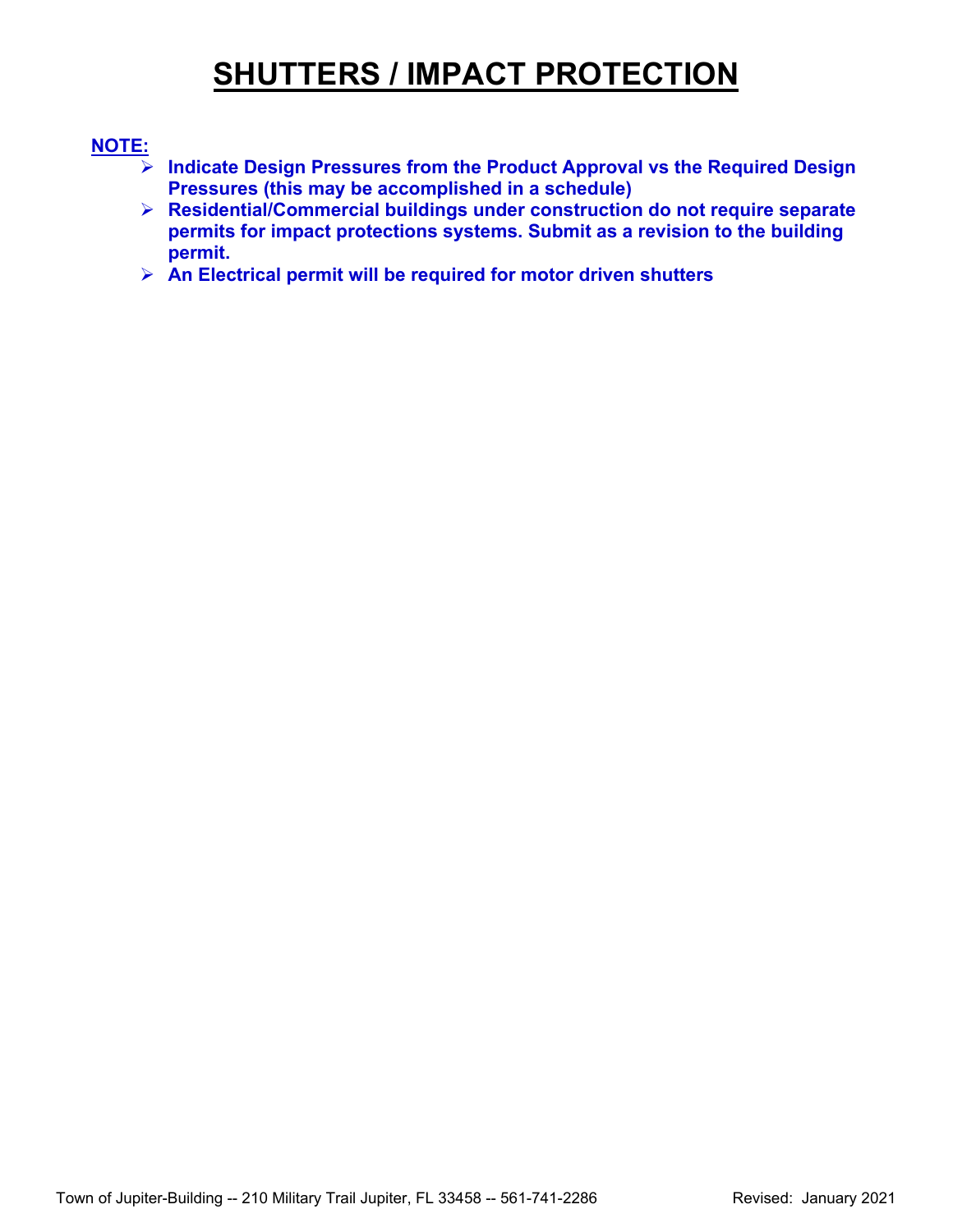# SHUTTERS / IMPACT PROTECTION

**NOTE:**

- **Indicate Design Pressures from the Product Approval vs the Required Design Pressures (this may be accomplished in a schedule)**
- **Residential/Commercial buildings under construction do not require separate permits for impact protections systems. Submit as a revision to the building permit.**
- **An Electrical permit will be required for motor driven shutters**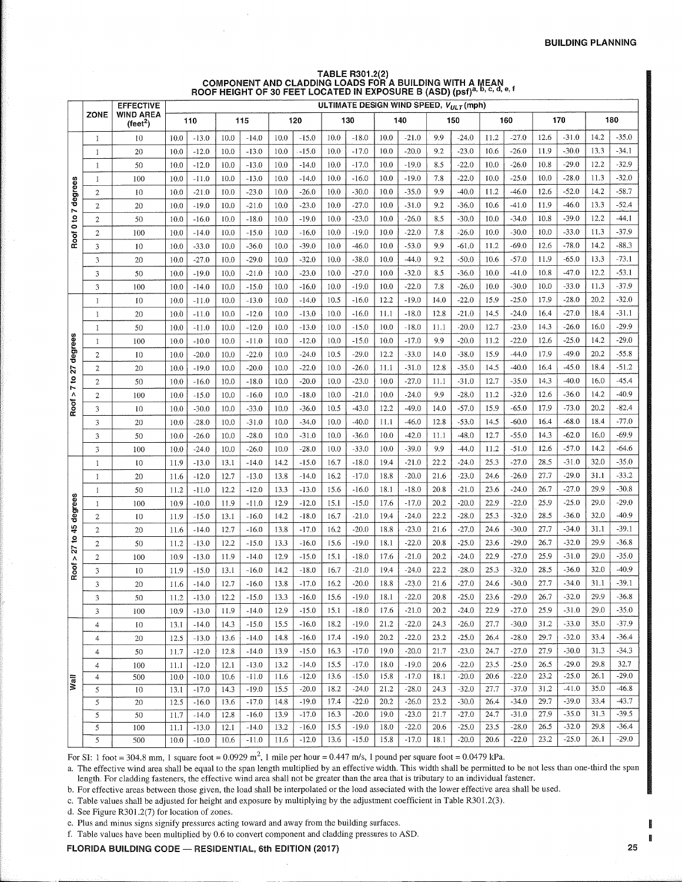**TABLE R301.2(2)**
**COMPONENT AND CLADDING LOADS FOR A BUILDING WITH A MEAN ROOF HEIGHT OF 30 FEET LOCATED IN EXPOSURE B (ASD) (psf)[a, b, c, d, e, f]**

| | ZONE | EFFECTIVE WIND AREA (feet$^2$) | ULTIMATE DESIGN WIND SPEED, $V_{ULT}$ (mph) | | | | | | | | | | | | | | | | | |
|---|---|---|---|---|---|---|---|---|---|---|---|---|---|---|---|---|---|---|---|---|
| | | | 110 | | 115 | | 120 | | 130 | | 140 | | 150 | | 160 | | 170 | | 180 | |
| Roof 0 to 7 degrees | 1 | 10 | 10.0 | -13.0 | 10.0 | -14.0 | 10.0 | -15.0 | 10.0 | -18.0 | 10.0 | -21.0 | 9.9 | -24.0 | 11.2 | -27.0 | 12.6 | -31.0 | 14.2 | -35.0 |
| | 1 | 20 | 10.0 | -12.0 | 10.0 | -13.0 | 10.0 | -15.0 | 10.0 | -17.0 | 10.0 | -20.0 | 9.2 | -23.0 | 10.6 | -26.0 | 11.9 | -30.0 | 13.3 | -34.1 |
| | 1 | 50 | 10.0 | -12.0 | 10.0 | -13.0 | 10.0 | -14.0 | 10.0 | -17.0 | 10.0 | -19.0 | 8.5 | -22.0 | 10.0 | -26.0 | 10.8 | -29.0 | 12.2 | -32.9 |
| | 1 | 100 | 10.0 | -11.0 | 10.0 | -13.0 | 10.0 | -14.0 | 10.0 | -16.0 | 10.0 | -19.0 | 7.8 | -22.0 | 10.0 | -25.0 | 10.0 | -28.0 | 11.3 | -32.0 |
| | 2 | 10 | 10.0 | -21.0 | 10.0 | -23.0 | 10.0 | -26.0 | 10.0 | -30.0 | 10.0 | -35.0 | 9.9 | -40.0 | 11.2 | -46.0 | 12.6 | -52.0 | 14.2 | -58.7 |
| | 2 | 20 | 10.0 | -19.0 | 10.0 | -21.0 | 10.0 | -23.0 | 10.0 | -27.0 | 10.0 | -31.0 | 9.2 | -36.0 | 10.6 | -41.0 | 11.9 | -46.0 | 13.3 | -52.4 |
| | 2 | 50 | 10.0 | -16.0 | 10.0 | -18.0 | 10.0 | -19.0 | 10.0 | -23.0 | 10.0 | -26.0 | 8.5 | -30.0 | 10.0 | -34.0 | 10.8 | -39.0 | 12.2 | -44.1 |
| | 2 | 100 | 10.0 | -14.0 | 10.0 | -15.0 | 10.0 | -16.0 | 10.0 | -19.0 | 10.0 | -22.0 | 7.8 | -26.0 | 10.0 | -30.0 | 10.0 | -33.0 | 11.3 | -37.9 |
| | 3 | 10 | 10.0 | -33.0 | 10.0 | -36.0 | 10.0 | -39.0 | 10.0 | -46.0 | 10.0 | -53.0 | 9.9 | -61.0 | 11.2 | -69.0 | 12.6 | -78.0 | 14.2 | -88.3 |
| | 3 | 20 | 10.0 | -27.0 | 10.0 | -29.0 | 10.0 | -32.0 | 10.0 | -38.0 | 10.0 | -44.0 | 9.2 | -50.0 | 10.6 | -57.0 | 11.9 | -65.0 | 13.3 | -73.1 |
| | 3 | 50 | 10.0 | -19.0 | 10.0 | -21.0 | 10.0 | -23.0 | 10.0 | -27.0 | 10.0 | -32.0 | 8.5 | -36.0 | 10.0 | -41.0 | 10.8 | -47.0 | 12.2 | -53.1 |
| | 3 | 100 | 10.0 | -14.0 | 10.0 | -15.0 | 10.0 | -16.0 | 10.0 | -19.0 | 10.0 | -22.0 | 7.8 | -26.0 | 10.0 | -30.0 | 10.0 | -33.0 | 11.3 | -37.9 |
| Roof > 7 to 27 degrees | 1 | 10 | 10.0 | -11.0 | 10.0 | -13.0 | 10.0 | -14.0 | 10.5 | -16.0 | 12.2 | -19.0 | 14.0 | -22.0 | 15.9 | -25.0 | 17.9 | -28.0 | 20.2 | -32.0 |
| | 1 | 20 | 10.0 | -11.0 | 10.0 | -12.0 | 10.0 | -13.0 | 10.0 | -16.0 | 11.1 | -18.0 | 12.8 | -21.0 | 14.5 | -24.0 | 16.4 | -27.0 | 18.4 | -31.1 |
| | 1 | 50 | 10.0 | -11.0 | 10.0 | -12.0 | 10.0 | -13.0 | 10.0 | -15.0 | 10.0 | -18.0 | 11.1 | -20.0 | 12.7 | -23.0 | 14.3 | -26.0 | 16.0 | -29.9 |
| | 1 | 100 | 10.0 | -10.0 | 10.0 | -11.0 | 10.0 | -12.0 | 10.0 | -15.0 | 10.0 | -17.0 | 9.9 | -20.0 | 11.2 | -22.0 | 12.6 | -25.0 | 14.2 | -29.0 |
| | 2 | 10 | 10.0 | -20.0 | 10.0 | -22.0 | 10.0 | -24.0 | 10.5 | -29.0 | 12.2 | -33.0 | 14.0 | -38.0 | 15.9 | -44.0 | 17.9 | -49.0 | 20.2 | -55.8 |
| | 2 | 20 | 10.0 | -19.0 | 10.0 | -20.0 | 10.0 | -22.0 | 10.0 | -26.0 | 11.1 | -31.0 | 12.8 | -35.0 | 14.5 | -40.0 | 16.4 | -45.0 | 18.4 | -51.2 |
| | 2 | 50 | 10.0 | -16.0 | 10.0 | -18.0 | 10.0 | -20.0 | 10.0 | -23.0 | 10.0 | -27.0 | 11.1 | -31.0 | 12.7 | -35.0 | 14.3 | -40.0 | 16.0 | -45.4 |
| | 2 | 100 | 10.0 | -15.0 | 10.0 | -16.0 | 10.0 | -18.0 | 10.0 | -21.0 | 10.0 | -24.0 | 9.9 | -28.0 | 11.2 | -32.0 | 12.6 | -36.0 | 14.2 | -40.9 |
| | 3 | 10 | 10.0 | -30.0 | 10.0 | -33.0 | 10.0 | -36.0 | 10.5 | -43.0 | 12.2 | -49.0 | 14.0 | -57.0 | 15.9 | -65.0 | 17.9 | -73.0 | 20.2 | -82.4 |
| | 3 | 20 | 10.0 | -28.0 | 10.0 | -31.0 | 10.0 | -34.0 | 10.0 | -40.0 | 11.1 | -46.0 | 12.8 | -53.0 | 14.5 | -60.0 | 16.4 | -68.0 | 18.4 | -77.0 |
| | 3 | 50 | 10.0 | -26.0 | 10.0 | -28.0 | 10.0 | -31.0 | 10.0 | -36.0 | 10.0 | -42.0 | 11.1 | -48.0 | 12.7 | -55.0 | 14.3 | -62.0 | 16.0 | -69.9 |
| | 3 | 100 | 10.0 | -24.0 | 10.0 | -26.0 | 10.0 | -28.0 | 10.0 | -33.0 | 10.0 | -39.0 | 9.9 | -44.0 | 11.2 | -51.0 | 12.6 | -57.0 | 14.2 | -64.6 |
| Roof > 27 to 45 degrees | 1 | 10 | 11.9 | -13.0 | 13.1 | -14.0 | 14.2 | -15.0 | 16.7 | -18.0 | 19.4 | -21.0 | 22.2 | -24.0 | 25.3 | -27.0 | 28.5 | -31.0 | 32.0 | -35.0 |
| | 1 | 20 | 11.6 | -12.0 | 12.7 | -13.0 | 13.8 | -14.0 | 16.2 | -17.0 | 18.8 | -20.0 | 21.6 | -23.0 | 24.6 | -26.0 | 27.7 | -29.0 | 31.1 | -33.2 |
| | 1 | 50 | 11.2 | -11.0 | 12.2 | -12.0 | 13.3 | -13.0 | 15.6 | -16.0 | 18.1 | -18.0 | 20.8 | -21.0 | 23.6 | -24.0 | 26.7 | -27.0 | 29.9 | -30.8 |
| | 1 | 100 | 10.9 | -10.0 | 11.9 | -11.0 | 12.9 | -12.0 | 15.1 | -15.0 | 17.6 | -17.0 | 20.2 | -20.0 | 22.9 | -22.0 | 25.9 | -25.0 | 29.0 | -29.0 |
| | 2 | 10 | 11.9 | -15.0 | 13.1 | -16.0 | 14.2 | -18.0 | 16.7 | -21.0 | 19.4 | -24.0 | 22.2 | -28.0 | 25.3 | -32.0 | 28.5 | -36.0 | 32.0 | -40.9 |
| | 2 | 20 | 11.6 | -14.0 | 12.7 | -16.0 | 13.8 | -17.0 | 16.2 | -20.0 | 18.8 | -23.0 | 21.6 | -27.0 | 24.6 | -30.0 | 27.7 | -34.0 | 31.1 | -39.1 |
| | 2 | 50 | 11.2 | -13.0 | 12.2 | -15.0 | 13.3 | -16.0 | 15.6 | -19.0 | 18.1 | -22.0 | 20.8 | -25.0 | 23.6 | -29.0 | 26.7 | -32.0 | 29.9 | -36.8 |
| | 2 | 100 | 10.9 | -13.0 | 11.9 | -14.0 | 12.9 | -15.0 | 15.1 | -18.0 | 17.6 | -21.0 | 20.2 | -24.0 | 22.9 | -27.0 | 25.9 | -31.0 | 29.0 | -35.0 |
| | 3 | 10 | 11.9 | -15.0 | 13.1 | -16.0 | 14.2 | -18.0 | 16.7 | -21.0 | 19.4 | -24.0 | 22.2 | -28.0 | 25.3 | -32.0 | 28.5 | -36.0 | 32.0 | -40.9 |
| | 3 | 20 | 11.6 | -14.0 | 12.7 | -16.0 | 13.8 | -17.0 | 16.2 | -20.0 | 18.8 | -23.0 | 21.6 | -27.0 | 24.6 | -30.0 | 27.7 | -34.0 | 31.1 | -39.1 |
| | 3 | 50 | 11.2 | -13.0 | 12.2 | -15.0 | 13.3 | -16.0 | 15.6 | -19.0 | 18.1 | -22.0 | 20.8 | -25.0 | 23.6 | -29.0 | 26.7 | -32.0 | 29.9 | -36.8 |
| | 3 | 100 | 10.9 | -13.0 | 11.9 | -14.0 | 12.9 | -15.0 | 15.1 | -18.0 | 17.6 | -21.0 | 20.2 | -24.0 | 22.9 | -27.0 | 25.9 | -31.0 | 29.0 | -35.0 |
| Wall | 4 | 10 | 13.1 | -14.0 | 14.3 | -15.0 | 15.5 | -16.0 | 18.2 | -19.0 | 21.2 | -22.0 | 24.3 | -26.0 | 27.7 | -30.0 | 31.2 | -33.0 | 35.0 | -37.9 |
| | 4 | 20 | 12.5 | -13.0 | 13.6 | -14.0 | 14.8 | -16.0 | 17.4 | -19.0 | 20.2 | -22.0 | 23.2 | -25.0 | 26.4 | -28.0 | 29.7 | -32.0 | 33.4 | -36.4 |
| | 4 | 50 | 11.7 | -12.0 | 12.8 | -14.0 | 13.9 | -15.0 | 16.3 | -17.0 | 19.0 | -20.0 | 21.7 | -23.0 | 24.7 | -27.0 | 27.9 | -30.0 | 31.3 | -34.3 |
| | 4 | 100 | 11.1 | -12.0 | 12.1 | -13.0 | 13.2 | -14.0 | 15.5 | -17.0 | 18.0 | -19.0 | 20.6 | -22.0 | 23.5 | -25.0 | 26.5 | -29.0 | 29.8 | 32.7 |
| | 4 | 500 | 10.0 | -10.0 | 10.6 | -11.0 | 11.6 | -12.0 | 13.6 | -15.0 | 15.8 | -17.0 | 18.1 | -20.0 | 20.6 | -22.0 | 23.2 | -25.0 | 26.1 | -29.0 |
| | 5 | 10 | 13.1 | -17.0 | 14.3 | -19.0 | 15.5 | -20.0 | 18.2 | -24.0 | 21.2 | -28.0 | 24.3 | -32.0 | 27.7 | -37.0 | 31.2 | -41.0 | 35.0 | -46.8 |
| | 5 | 20 | 12.5 | -16.0 | 13.6 | -17.0 | 14.8 | -19.0 | 17.4 | -22.0 | 20.2 | -26.0 | 23.2 | -30.0 | 26.4 | -34.0 | 29.7 | -39.0 | 33.4 | -43.7 |
| | 5 | 50 | 11.7 | -14.0 | 12.8 | -16.0 | 13.9 | -17.0 | 16.3 | -20.0 | 19.0 | -23.0 | 21.7 | -27.0 | 24.7 | -31.0 | 27.9 | -35.0 | 31.3 | -39.5 |
| | 5 | 100 | 11.1 | -13.0 | 12.1 | -14.0 | 13.2 | -16.0 | 15.5 | -19.0 | 18.0 | -22.0 | 20.6 | -25.0 | 23.5 | -28.0 | 26.5 | -32.0 | 29.8 | -36.4 |
| | 5 | 500 | 10.0 | -10.0 | 10.6 | -11.0 | 11.6 | -12.0 | 13.6 | -15.0 | 15.8 | -17.0 | 18.1 | -20.0 | 20.6 | -22.0 | 23.2 | -25.0 | 26.1 | -29.0 |

For SI: 1 foot = 304.8 mm, 1 square foot = 0.0929 m$^2$, 1 mile per hour = 0.447 m/s, 1 pound per square foot = 0.0479 kPa.

a. The effective wind area shall be equal to the span length multiplied by an effective width. This width shall be permitted to be not less than one-third the span length. For cladding fasteners, the effective wind area shall not be greater than the area that is tributary to an individual fastener.

b. For effective areas between those given, the load shall be interpolated or the load associated with the lower effective area shall be used.

c. Table values shall be adjusted for height and exposure by multiplying by the adjustment coefficient in Table R301.2(3).

d. See Figure R301.2(7) for location of zones.

e. Plus and minus signs signify pressures acting toward and away from the building surfaces.

f. Table values have been multiplied by 0.6 to convert component and cladding pressures to ASD.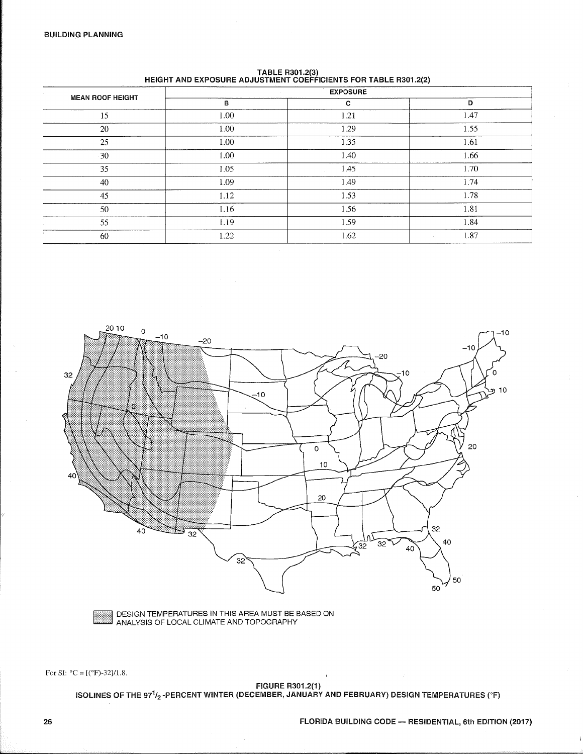**TABLE R301.2(3)**
**HEIGHT AND EXPOSURE ADJUSTMENT COEFFICIENTS FOR TABLE R301.2(2)**

| MEAN ROOF HEIGHT | EXPOSURE | | |
|---|---|---|---|
| | B | C | D |
| 15 | 1.00 | 1.21 | 1.47 |
| 20 | 1.00 | 1.29 | 1.55 |
| 25 | 1.00 | 1.35 | 1.61 |
| 30 | 1.00 | 1.40 | 1.66 |
| 35 | 1.05 | 1.45 | 1.70 |
| 40 | 1.09 | 1.49 | 1.74 |
| 45 | 1.12 | 1.53 | 1.78 |
| 50 | 1.16 | 1.56 | 1.81 |
| 55 | 1.19 | 1.59 | 1.84 |
| 60 | 1.22 | 1.62 | 1.87 |

DESIGN TEMPERATURES IN THIS AREA MUST BE BASED ON ANALYSIS OF LOCAL CLIMATE AND TOPOGRAPHY

For SI: °C = [(°F)-32]/1.8.

**FIGURE R301.2(1)**
**ISOLINES OF THE $97^1/_2$-PERCENT WINTER (DECEMBER, JANUARY AND FEBRUARY) DESIGN TEMPERATURES (°F)**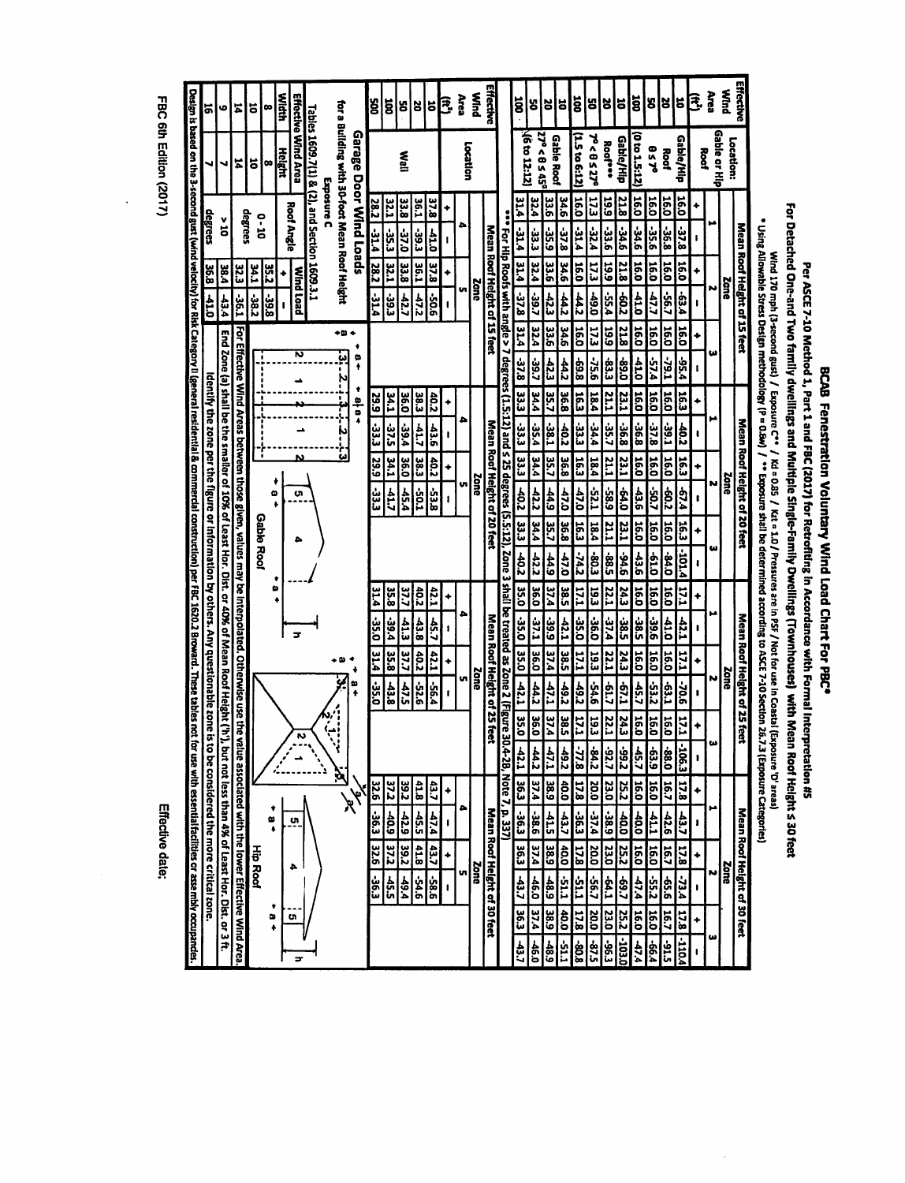# BCAB Fenestration Voluntary Wind Load Chart For PBC*

**Per ASCE 7-10 Method 1, Part 1 and FBC (2017) for Retrofitting in Accordance with Formal Interpretation #5**

**For Detached One-and Two family dwellings and Multiple Single-Family Dwellings (Townhouses) with Mean Roof Height ≤ 30 feet**

Wind 170 mph (3-second gust) / Exposure C** / Kd = 0.85 / Kzt = 1.0 / Pressures are in PSF / Not for use in Coastal (Exposure 'D' areas)

* Using Allowable Stress Design methodology (P = 0.6W) / ** Exposure shall be determined according to ASCE 7-10 Section 26.7.3 (Exposure Categories)

| Effective Wind Area (ft²) | Location: Gable or Hip Roof | Mean Roof Height of 15 feet | | | | | | Mean Roof Height of 20 feet | | | | | | Mean Roof Height of 25 feet | | | | | | Mean Roof Height of 30 feet | | | | | |
|---|---|---|---|---|---|---|---|---|---|---|---|---|---|---|---|---|---|---|---|---|---|---|---|---|---|
| | | Zone 1 | | Zone 2 | | Zone 3 | | Zone 1 | | Zone 2 | | Zone 3 | | Zone 1 | | Zone 2 | | Zone 3 | | Zone 1 | | Zone 2 | | Zone 3 | |
| | | + | - | + | - | + | - | + | - | + | - | + | - | + | - | + | - | + | - | + | - | + | - | + | - |
| 10 | Gable/Hip Roof 0 ≤ 7° (0 to 1.5:12) | 16.0 | -37.8 | 16.0 | -63.4 | 16.0 | -95.4 | 16.3 | -40.2 | 16.3 | -67.4 | 16.3 | -101.4 | 17.1 | -42.1 | 17.1 | -70.6 | 17.1 | -106.3 | 17.8 | -43.7 | 17.8 | -73.4 | 17.8 | -110.4 |
| 20 | | 16.0 | -36.8 | 16.0 | -56.7 | 16.0 | -79.1 | 16.0 | -39.1 | 16.0 | -60.2 | 16.0 | -84.0 | 16.0 | -41.0 | 16.0 | -63.1 | 16.0 | -88.0 | 16.7 | -42.6 | 16.7 | -65.6 | 16.7 | -91.5 |
| 50 | | 16.0 | -35.6 | 16.0 | -47.7 | 16.0 | -57.4 | 16.0 | -37.8 | 16.0 | -50.7 | 16.0 | -61.0 | 16.0 | -39.6 | 16.0 | -53.2 | 16.0 | -63.9 | 16.0 | -41.1 | 16.0 | -55.2 | 16.0 | -66.4 |
| 100 | | 16.0 | -34.6 | 16.0 | -41.0 | 16.0 | -41.0 | 16.0 | -36.8 | 16.0 | -43.6 | 16.0 | -43.6 | 16.0 | -38.5 | 16.0 | -45.7 | 16.0 | -45.7 | 16.0 | -40.0 | 16.0 | -47.4 | 16.0 | -47.4 |
| 10 | Gable/Hip Roof*** 7° < θ ≤ 27° (1.5 to 6:12) | 21.8 | -34.6 | 21.8 | -60.2 | 21.8 | -89.0 | 23.1 | -36.8 | 23.1 | -64.0 | 23.1 | -94.6 | 24.3 | -38.5 | 24.3 | -67.1 | 24.3 | -99.2 | 25.2 | -40.0 | 25.2 | -69.7 | 25.2 | -103.0 |
| 20 | | 19.9 | -33.6 | 19.9 | -55.4 | 19.9 | -83.3 | 21.1 | -35.7 | 21.1 | -58.9 | 21.1 | -88.5 | 22.1 | -37.4 | 22.1 | -61.7 | 22.1 | -92.7 | 23.0 | -38.9 | 23.0 | -64.1 | 23.0 | -96.3 |
| 50 | | 17.3 | -32.4 | 17.3 | -49.0 | 17.3 | -75.6 | 18.4 | -34.4 | 18.4 | -52.1 | 18.4 | -80.3 | 19.3 | -36.0 | 19.3 | -54.6 | 19.3 | -84.2 | 20.0 | -37.4 | 20.0 | -56.7 | 20.0 | -87.5 |
| 100 | | 16.0 | -31.4 | 16.0 | -44.2 | 16.0 | -69.8 | 16.3 | -33.3 | 16.3 | -47.0 | 16.3 | -74.2 | 17.1 | -35.0 | 17.1 | -49.2 | 17.1 | -77.8 | 17.8 | -36.3 | 17.8 | -51.1 | 17.8 | -80.8 |
| 10 | Gable Roof 27° < θ ≤ 45° (6 to 12:12) | 34.6 | -37.8 | 34.6 | -44.2 | 34.6 | -44.2 | 36.8 | -40.2 | 36.8 | -47.0 | 36.8 | -47.0 | 38.5 | -42.1 | 38.5 | -49.2 | 38.5 | -49.2 | 40.0 | -43.7 | 40.0 | -51.1 | 40.0 | -51.1 |
| 20 | | 33.6 | -35.9 | 33.6 | -42.3 | 33.6 | -42.3 | 35.7 | -38.1 | 35.7 | -44.9 | 35.7 | -44.9 | 37.4 | -39.9 | 37.4 | -47.1 | 37.4 | -47.1 | 38.9 | -41.5 | 38.9 | -48.9 | 38.9 | -48.9 |
| 50 | | 32.4 | -33.3 | 32.4 | -39.7 | 32.4 | -39.7 | 34.4 | -35.4 | 34.4 | -42.2 | 34.4 | -42.2 | 36.0 | -37.1 | 36.0 | -44.2 | 36.0 | -44.2 | 37.4 | -38.6 | 37.4 | -46.0 | 37.4 | -46.0 |
| 100 | | 31.4 | -31.4 | 31.4 | -37.8 | 31.4 | -37.8 | 33.3 | -33.3 | 33.3 | -40.2 | 33.3 | -40.2 | 35.0 | -35.0 | 35.0 | -42.1 | 35.0 | -42.1 | 36.3 | -36.3 | 36.3 | -43.7 | 36.3 | -43.7 |

*** For Hip Roofs with angle > 7 degrees (1.5:12) and ≤ 25 degrees (5.5:12), Zone 3 shall be treated as Zone 2 (Figure 30.4-2B, Note 7, p. 337)

| Effective Wind Area (ft²) | Location | Mean Roof Height of 15 feet | | | | Mean Roof Height of 20 feet | | | | Mean Roof Height of 25 feet | | | | Mean Roof Height of 30 feet | | | |
|---|---|---|---|---|---|---|---|---|---|---|---|---|---|---|---|---|---|
| | | Zone 4 | | Zone 5 | | Zone 4 | | Zone 5 | | Zone 4 | | Zone 5 | | Zone 4 | | Zone 5 | |
| | | + | - | + | - | + | - | + | - | + | - | + | - | + | - | + | - |
| 10 | Wall | 37.8 | -41.0 | 37.8 | -50.6 | 40.2 | -43.6 | 40.2 | -53.8 | 42.1 | -45.7 | 42.1 | -56.4 | 43.7 | -47.4 | 43.7 | -58.6 |
| 20 | | 36.1 | -39.3 | 36.1 | -47.2 | 38.3 | -41.7 | 38.3 | -50.1 | 40.2 | -43.8 | 40.2 | -52.6 | 41.8 | -45.5 | 41.8 | -54.6 |
| 50 | | 33.8 | -37.0 | 33.8 | -42.7 | 36.0 | -39.4 | 36.0 | -45.4 | 37.7 | -41.3 | 37.7 | -47.5 | 39.2 | -42.9 | 39.2 | -49.4 |
| 100 | | 32.1 | -35.3 | 32.1 | -39.3 | 34.1 | -37.5 | 34.1 | -41.7 | 35.8 | -39.4 | 35.8 | -43.8 | 37.2 | -40.9 | 37.2 | -45.5 |
| 500 | | 28.2 | -31.4 | 28.2 | -31.4 | 29.9 | -33.3 | 29.9 | -33.3 | 31.4 | -35.0 | 31.4 | -35.0 | 32.6 | -36.3 | 32.6 | -36.3 |

## Garage Door Wind Loads

**for a Building with 30-foot Mean Roof Height**
**Exposure C**
**Tables 1609.7(1) & (2), and Section 1609.3.1**

| Effective Wind Area | | Roof Angle | Wind Load | |
|---|---|---|---|---|
| Width | Height | | + | - |
| 8 | 8 | 0 - 10 degrees | 35.2 | -39.8 |
| 10 | 10 | | 34.1 | -38.2 |
| 14 | 14 | | 32.3 | -36.1 |
| 9 | 7 | > 10 degrees | 38.4 | -43.4 |
| 16 | 7 | | 36.8 | -41.0 |

Gable Roof

Hip Roof

For Effective Wind Areas between those given, values may be interpolated. Otherwise use the value associated with the lower Effective Wind Area.

End Zone (a) shall be the smaller of 10% of Least Hor. Dist. or 40% of Mean Roof Height ('h'), but not less than 4% of Least Hor. Dist. or 3 ft.

Identify the zone per the figure or information by others. Any questionable zone is to be considered the more critical zone.

Design is based on the 3-second gust (wind velocity) for Risk Category II (general residential & commercial construction) per FBC 1620.2 Broward. These tables not for use with essential facilities or assembly occupancies.

FBC 6th Edition (2017)

Effective date: